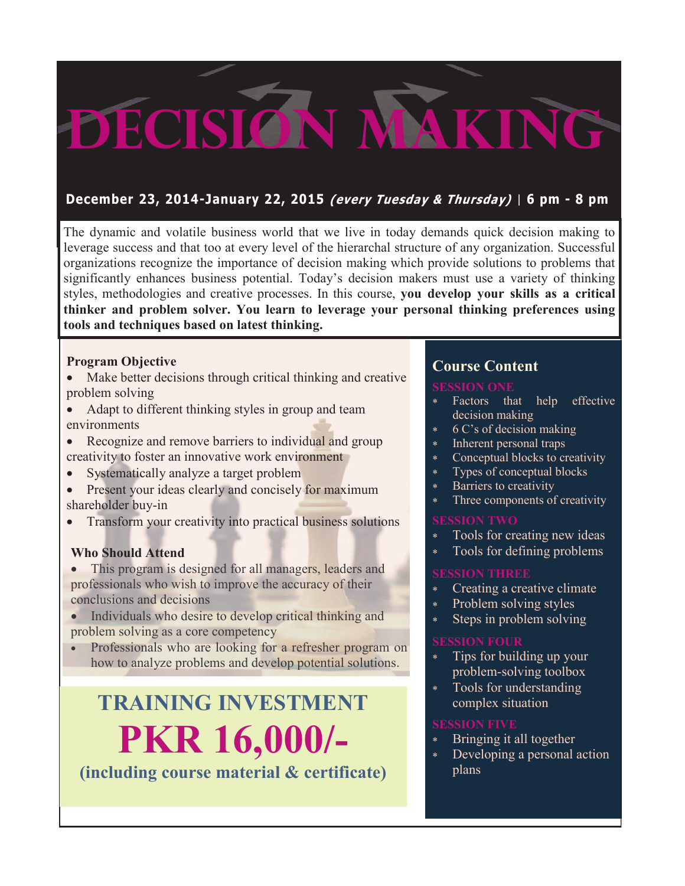# DECISION MAKING

**December 23, 2014-January 22, 2015** ***(every Tuesday & Thursday)*** | **6 pm - 8 pm**

The dynamic and volatile business world that we live in today demands quick decision making to leverage success and that too at every level of the hierarchal structure of any organization. Successful organizations recognize the importance of decision making which provide solutions to problems that significantly enhances business potential. Today's decision makers must use a variety of thinking styles, methodologies and creative processes. In this course, **you develop your skills as a critical thinker and problem solver. You learn to leverage your personal thinking preferences using tools and techniques based on latest thinking.**

**Program Objective**

- Make better decisions through critical thinking and creative problem solving
- Adapt to different thinking styles in group and team environments
- Recognize and remove barriers to individual and group creativity to foster an innovative work environment
- Systematically analyze a target problem
- Present your ideas clearly and concisely for maximum shareholder buy-in
- Transform your creativity into practical business solutions

**Who Should Attend**

- This program is designed for all managers, leaders and professionals who wish to improve the accuracy of their conclusions and decisions
- Individuals who desire to develop critical thinking and problem solving as a core competency
- Professionals who are looking for a refresher program on how to analyze problems and develop potential solutions.

## TRAINING INVESTMENT

## PKR 16,000/-

**(including course material & certificate)**

## Course Content

**SESSION ONE**

* Factors that help effective decision making
* 6 C's of decision making
* Inherent personal traps
* Conceptual blocks to creativity
* Types of conceptual blocks
* Barriers to creativity
* Three components of creativity

**SESSION TWO**

* Tools for creating new ideas
* Tools for defining problems

**SESSION THREE**

* Creating a creative climate
* Problem solving styles
* Steps in problem solving

**SESSION FOUR**

* Tips for building up your problem-solving toolbox
* Tools for understanding complex situation

**SESSION FIVE**

* Bringing it all together
* Developing a personal action plans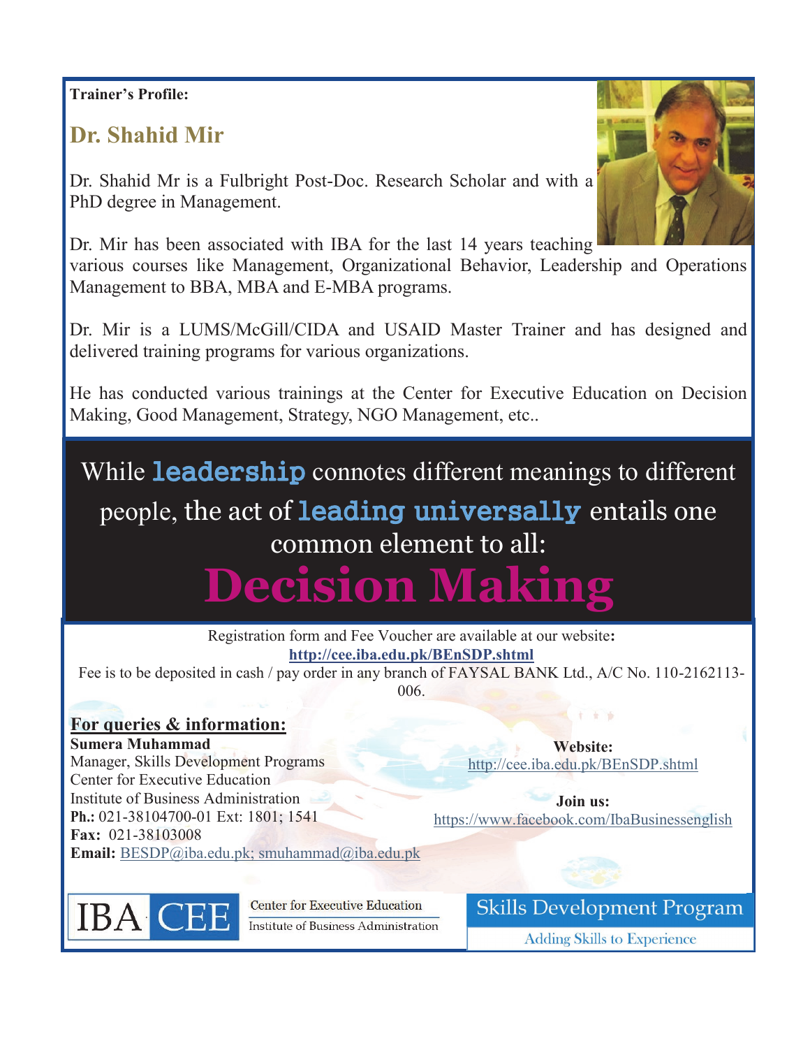**Trainer's Profile:**

## Dr. Shahid Mir

Dr. Shahid Mr is a Fulbright Post-Doc. Research Scholar and with a PhD degree in Management.

Dr. Mir has been associated with IBA for the last 14 years teaching various courses like Management, Organizational Behavior, Leadership and Operations Management to BBA, MBA and E-MBA programs.

Dr. Mir is a LUMS/McGill/CIDA and USAID Master Trainer and has designed and delivered training programs for various organizations.

He has conducted various trainings at the Center for Executive Education on Decision Making, Good Management, Strategy, NGO Management, etc..

While **leadership** connotes different meanings to different people, the act of **leading universally** entails one common element to all:

# Decision Making

Registration form and Fee Voucher are available at our website**:**
**http://cee.iba.edu.pk/BEnSDP.shtml**
Fee is to be deposited in cash / pay order in any branch of FAYSAL BANK Ltd., A/C No. 110-2162113-006.

**For queries & information:**

**Sumera Muhammad**
Manager, Skills Development Programs
Center for Executive Education
Institute of Business Administration
**Ph.:** 021-38104700-01 Ext: 1801; 1541
**Fax:** 021-38103008
**Email:** BESDP@iba.edu.pk; smuhammad@iba.edu.pk

**Website:**
http://cee.iba.edu.pk/BEnSDP.shtml

**Join us:**
https://www.facebook.com/IbaBusinessenglish

IBA CEE
Center for Executive Education
Institute of Business Administration

Skills Development Program
Adding Skills to Experience